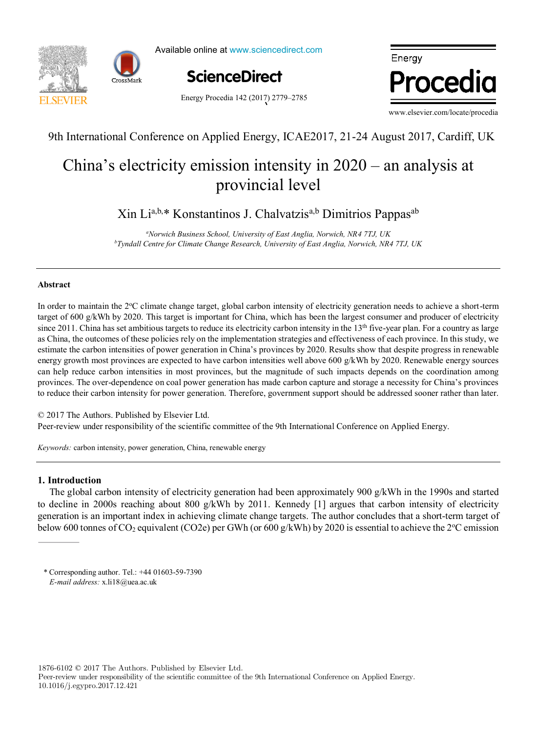9th International Conference on Applied Energy, ICAE2017, 21-24 August 2017, Cardiff, UK

# China's electricity emission intensity in 2020 – an analysis at provincial level

Xin Li[a,b,*] Konstantinos J. Chalvatzis[a,b] Dimitrios Pappas[ab]

[a]*Norwich Business School, University of East Anglia, Norwich, NR4 7TJ, UK*
[b]*Tyndall Centre for Climate Change Research, University of East Anglia, Norwich, NR4 7TJ, UK*

---

## Abstract

In order to maintain the 2°C climate change target, global carbon intensity of electricity generation needs to achieve a short-term target of 600 g/kWh by 2020. This target is important for China, which has been the largest consumer and producer of electricity since 2011. China has set ambitious targets to reduce its electricity carbon intensity in the 13th five-year plan. For a country as large as China, the outcomes of these policies rely on the implementation strategies and effectiveness of each province. In this study, we estimate the carbon intensities of power generation in China's provinces by 2020. Results show that despite progress in renewable energy growth most provinces are expected to have carbon intensities well above 600 g/kWh by 2020. Renewable energy sources can help reduce carbon intensities in most provinces, but the magnitude of such impacts depends on the coordination among provinces. The over-dependence on coal power generation has made carbon capture and storage a necessity for China's provinces to reduce their carbon intensity for power generation. Therefore, government support should be addressed sooner rather than later.

© 2017 The Authors. Published by Elsevier Ltd.
Peer-review under responsibility of the scientific committee of the 9th International Conference on Applied Energy.

*Keywords:* carbon intensity, power generation, China, renewable energy

---

## 1. Introduction

The global carbon intensity of electricity generation had been approximately 900 g/kWh in the 1990s and started to decline in 2000s reaching about 800 g/kWh by 2011. Kennedy [1] argues that carbon intensity of electricity generation is an important index in achieving climate change targets. The author concludes that a short-term target of below 600 tonnes of $CO_2$ equivalent (CO2e) per GWh (or 600 g/kWh) by 2020 is essential to achieve the 2°C emission

---

\* Corresponding author. Tel.: +44 01603-59-7390
*E-mail address:* x.li18@uea.ac.uk

1876-6102 © 2017 The Authors. Published by Elsevier Ltd.
Peer-review under responsibility of the scientific committee of the 9th International Conference on Applied Energy.
10.1016/j.egypro.2017.12.421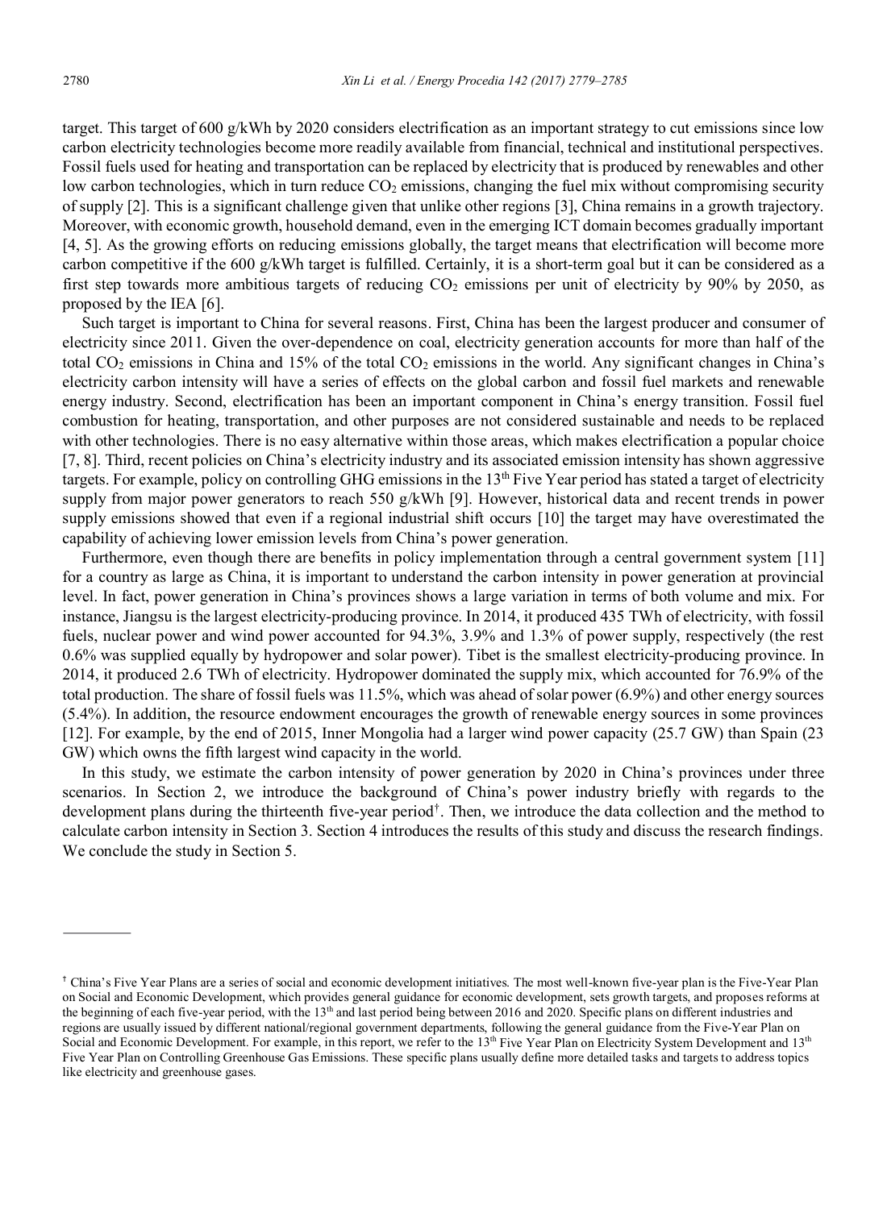target. This target of 600 g/kWh by 2020 considers electrification as an important strategy to cut emissions since low carbon electricity technologies become more readily available from financial, technical and institutional perspectives. Fossil fuels used for heating and transportation can be replaced by electricity that is produced by renewables and other low carbon technologies, which in turn reduce $CO_2$ emissions, changing the fuel mix without compromising security of supply [2]. This is a significant challenge given that unlike other regions [3], China remains in a growth trajectory. Moreover, with economic growth, household demand, even in the emerging ICT domain becomes gradually important [4, 5]. As the growing efforts on reducing emissions globally, the target means that electrification will become more carbon competitive if the 600 g/kWh target is fulfilled. Certainly, it is a short-term goal but it can be considered as a first step towards more ambitious targets of reducing $CO_2$ emissions per unit of electricity by 90% by 2050, as proposed by the IEA [6].

Such target is important to China for several reasons. First, China has been the largest producer and consumer of electricity since 2011. Given the over-dependence on coal, electricity generation accounts for more than half of the total $CO_2$ emissions in China and 15% of the total $CO_2$ emissions in the world. Any significant changes in China's electricity carbon intensity will have a series of effects on the global carbon and fossil fuel markets and renewable energy industry. Second, electrification has been an important component in China's energy transition. Fossil fuel combustion for heating, transportation, and other purposes are not considered sustainable and needs to be replaced with other technologies. There is no easy alternative within those areas, which makes electrification a popular choice [7, 8]. Third, recent policies on China's electricity industry and its associated emission intensity has shown aggressive targets. For example, policy on controlling GHG emissions in the 13th Five Year period has stated a target of electricity supply from major power generators to reach 550 g/kWh [9]. However, historical data and recent trends in power supply emissions showed that even if a regional industrial shift occurs [10] the target may have overestimated the capability of achieving lower emission levels from China's power generation.

Furthermore, even though there are benefits in policy implementation through a central government system [11] for a country as large as China, it is important to understand the carbon intensity in power generation at provincial level. In fact, power generation in China's provinces shows a large variation in terms of both volume and mix. For instance, Jiangsu is the largest electricity-producing province. In 2014, it produced 435 TWh of electricity, with fossil fuels, nuclear power and wind power accounted for 94.3%, 3.9% and 1.3% of power supply, respectively (the rest 0.6% was supplied equally by hydropower and solar power). Tibet is the smallest electricity-producing province. In 2014, it produced 2.6 TWh of electricity. Hydropower dominated the supply mix, which accounted for 76.9% of the total production. The share of fossil fuels was 11.5%, which was ahead of solar power (6.9%) and other energy sources (5.4%). In addition, the resource endowment encourages the growth of renewable energy sources in some provinces [12]. For example, by the end of 2015, Inner Mongolia had a larger wind power capacity (25.7 GW) than Spain (23 GW) which owns the fifth largest wind capacity in the world.

In this study, we estimate the carbon intensity of power generation by 2020 in China's provinces under three scenarios. In Section 2, we introduce the background of China's power industry briefly with regards to the development plans during the thirteenth five-year period[†]. Then, we introduce the data collection and the method to calculate carbon intensity in Section 3. Section 4 introduces the results of this study and discuss the research findings. We conclude the study in Section 5.

---

[†] China's Five Year Plans are a series of social and economic development initiatives. The most well-known five-year plan is the Five-Year Plan on Social and Economic Development, which provides general guidance for economic development, sets growth targets, and proposes reforms at the beginning of each five-year period, with the 13th and last period being between 2016 and 2020. Specific plans on different industries and regions are usually issued by different national/regional government departments, following the general guidance from the Five-Year Plan on Social and Economic Development. For example, in this report, we refer to the 13th Five Year Plan on Electricity System Development and 13th Five Year Plan on Controlling Greenhouse Gas Emissions. These specific plans usually define more detailed tasks and targets to address topics like electricity and greenhouse gases.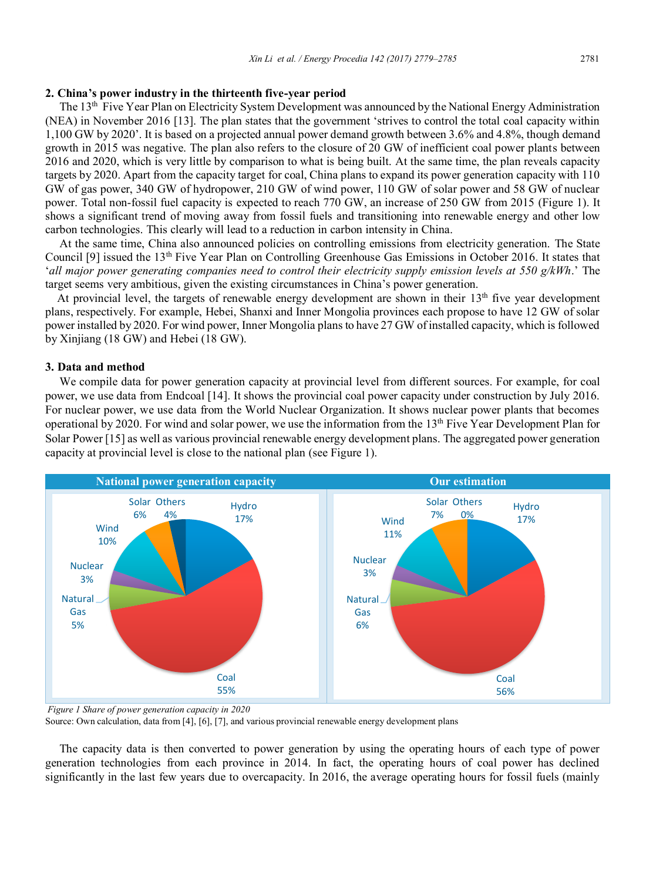## 2. China's power industry in the thirteenth five-year period

The 13th Five Year Plan on Electricity System Development was announced by the National Energy Administration (NEA) in November 2016 [13]. The plan states that the government 'strives to control the total coal capacity within 1,100 GW by 2020'. It is based on a projected annual power demand growth between 3.6% and 4.8%, though demand growth in 2015 was negative. The plan also refers to the closure of 20 GW of inefficient coal power plants between 2016 and 2020, which is very little by comparison to what is being built. At the same time, the plan reveals capacity targets by 2020. Apart from the capacity target for coal, China plans to expand its power generation capacity with 110 GW of gas power, 340 GW of hydropower, 210 GW of wind power, 110 GW of solar power and 58 GW of nuclear power. Total non-fossil fuel capacity is expected to reach 770 GW, an increase of 250 GW from 2015 (Figure 1). It shows a significant trend of moving away from fossil fuels and transitioning into renewable energy and other low carbon technologies. This clearly will lead to a reduction in carbon intensity in China.

At the same time, China also announced policies on controlling emissions from electricity generation. The State Council [9] issued the 13th Five Year Plan on Controlling Greenhouse Gas Emissions in October 2016. It states that '*all major power generating companies need to control their electricity supply emission levels at 550 g/kWh*.' The target seems very ambitious, given the existing circumstances in China's power generation.

At provincial level, the targets of renewable energy development are shown in their 13th five year development plans, respectively. For example, Hebei, Shanxi and Inner Mongolia provinces each propose to have 12 GW of solar power installed by 2020. For wind power, Inner Mongolia plans to have 27 GW of installed capacity, which is followed by Xinjiang (18 GW) and Hebei (18 GW).

## 3. Data and method

We compile data for power generation capacity at provincial level from different sources. For example, for coal power, we use data from Endcoal [14]. It shows the provincial coal power capacity under construction by July 2016. For nuclear power, we use data from the World Nuclear Organization. It shows nuclear power plants that becomes operational by 2020. For wind and solar power, we use the information from the 13th Five Year Development Plan for Solar Power [15] as well as various provincial renewable energy development plans. The aggregated power generation capacity at provincial level is close to the national plan (see Figure 1).

| | National power generation capacity | Our estimation |
|---|---|---|
| Hydro | 17% | 17% |
| Coal | 55% | 56% |
| Natural Gas | 5% | 6% |
| Nuclear | 3% | 3% |
| Wind | 10% | 11% |
| Solar | 6% | 7% |
| Others | 4% | 0% |

*Figure 1 Share of power generation capacity in 2020*

Source: Own calculation, data from [4], [6], [7], and various provincial renewable energy development plans

The capacity data is then converted to power generation by using the operating hours of each type of power generation technologies from each province in 2014. In fact, the operating hours of coal power has declined significantly in the last few years due to overcapacity. In 2016, the average operating hours for fossil fuels (mainly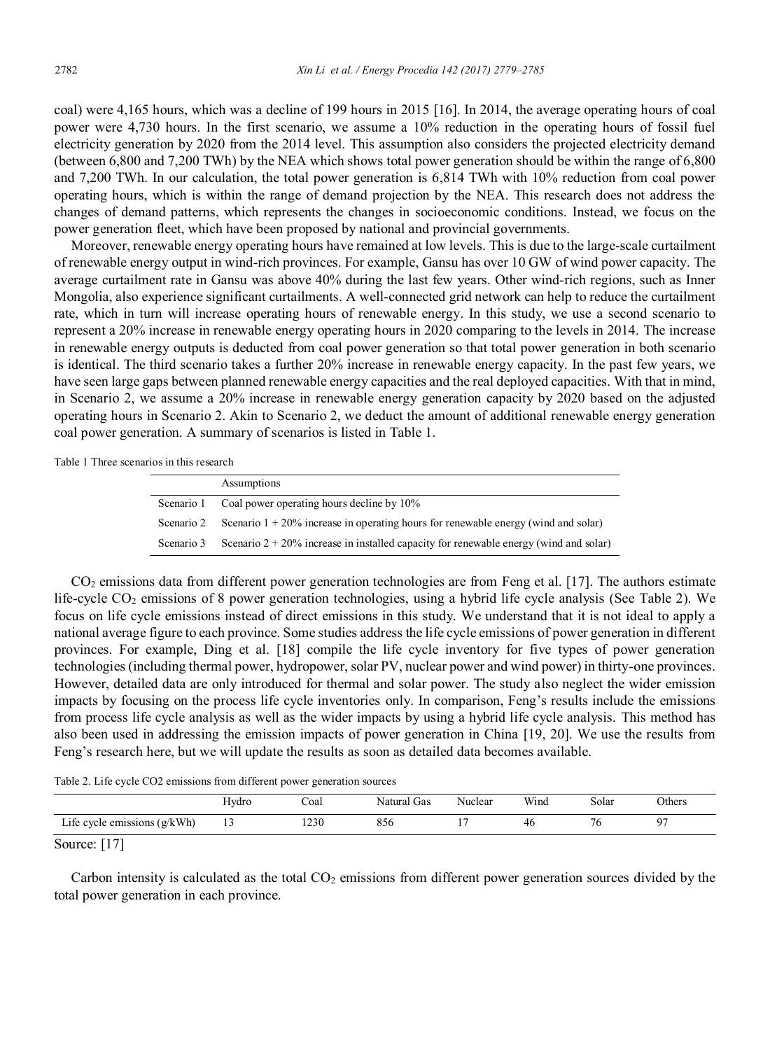coal) were 4,165 hours, which was a decline of 199 hours in 2015 [16]. In 2014, the average operating hours of coal power were 4,730 hours. In the first scenario, we assume a 10% reduction in the operating hours of fossil fuel electricity generation by 2020 from the 2014 level. This assumption also considers the projected electricity demand (between 6,800 and 7,200 TWh) by the NEA which shows total power generation should be within the range of 6,800 and 7,200 TWh. In our calculation, the total power generation is 6,814 TWh with 10% reduction from coal power operating hours, which is within the range of demand projection by the NEA. This research does not address the changes of demand patterns, which represents the changes in socioeconomic conditions. Instead, we focus on the power generation fleet, which have been proposed by national and provincial governments.

Moreover, renewable energy operating hours have remained at low levels. This is due to the large-scale curtailment of renewable energy output in wind-rich provinces. For example, Gansu has over 10 GW of wind power capacity. The average curtailment rate in Gansu was above 40% during the last few years. Other wind-rich regions, such as Inner Mongolia, also experience significant curtailments. A well-connected grid network can help to reduce the curtailment rate, which in turn will increase operating hours of renewable energy. In this study, we use a second scenario to represent a 20% increase in renewable energy operating hours in 2020 comparing to the levels in 2014. The increase in renewable energy outputs is deducted from coal power generation so that total power generation in both scenario is identical. The third scenario takes a further 20% increase in renewable energy capacity. In the past few years, we have seen large gaps between planned renewable energy capacities and the real deployed capacities. With that in mind, in Scenario 2, we assume a 20% increase in renewable energy generation capacity by 2020 based on the adjusted operating hours in Scenario 2. Akin to Scenario 2, we deduct the amount of additional renewable energy generation coal power generation. A summary of scenarios is listed in Table 1.

Table 1 Three scenarios in this research

| | Assumptions |
|---|---|
| Scenario 1 | Coal power operating hours decline by 10% |
| Scenario 2 | Scenario 1 + 20% increase in operating hours for renewable energy (wind and solar) |
| Scenario 3 | Scenario 2 + 20% increase in installed capacity for renewable energy (wind and solar) |

$CO_2$ emissions data from different power generation technologies are from Feng et al. [17]. The authors estimate life-cycle $CO_2$ emissions of 8 power generation technologies, using a hybrid life cycle analysis (See Table 2). We focus on life cycle emissions instead of direct emissions in this study. We understand that it is not ideal to apply a national average figure to each province. Some studies address the life cycle emissions of power generation in different provinces. For example, Ding et al. [18] compile the life cycle inventory for five types of power generation technologies (including thermal power, hydropower, solar PV, nuclear power and wind power) in thirty-one provinces. However, detailed data are only introduced for thermal and solar power. The study also neglect the wider emission impacts by focusing on the process life cycle inventories only. In comparison, Feng's results include the emissions from process life cycle analysis as well as the wider impacts by using a hybrid life cycle analysis. This method has also been used in addressing the emission impacts of power generation in China [19, 20]. We use the results from Feng's research here, but we will update the results as soon as detailed data becomes available.

Table 2. Life cycle CO2 emissions from different power generation sources

| | Hydro | Coal | Natural Gas | Nuclear | Wind | Solar | Others |
|---|---|---|---|---|---|---|---|
| Life cycle emissions (g/kWh) | 13 | 1230 | 856 | 17 | 46 | 76 | 97 |

Source: [17]

Carbon intensity is calculated as the total $CO_2$ emissions from different power generation sources divided by the total power generation in each province.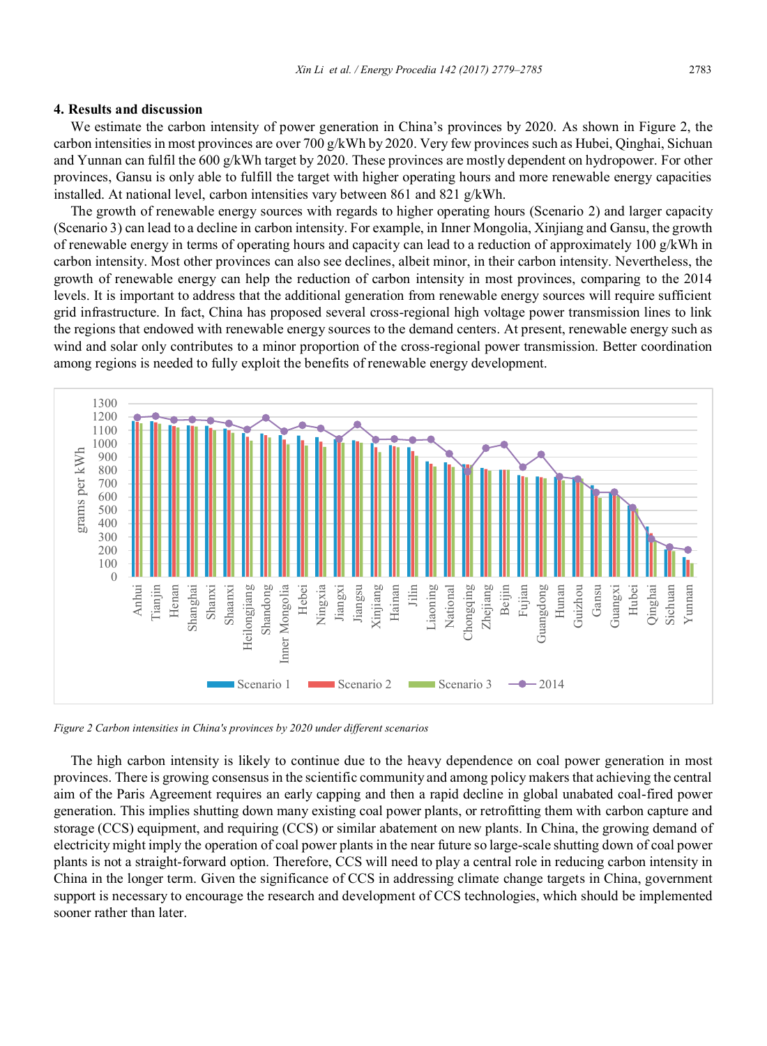## 4. Results and discussion

We estimate the carbon intensity of power generation in China's provinces by 2020. As shown in Figure 2, the carbon intensities in most provinces are over 700 g/kWh by 2020. Very few provinces such as Hubei, Qinghai, Sichuan and Yunnan can fulfil the 600 g/kWh target by 2020. These provinces are mostly dependent on hydropower. For other provinces, Gansu is only able to fulfill the target with higher operating hours and more renewable energy capacities installed. At national level, carbon intensities vary between 861 and 821 g/kWh.

The growth of renewable energy sources with regards to higher operating hours (Scenario 2) and larger capacity (Scenario 3) can lead to a decline in carbon intensity. For example, in Inner Mongolia, Xinjiang and Gansu, the growth of renewable energy in terms of operating hours and capacity can lead to a reduction of approximately 100 g/kWh in carbon intensity. Most other provinces can also see declines, albeit minor, in their carbon intensity. Nevertheless, the growth of renewable energy can help the reduction of carbon intensity in most provinces, comparing to the 2014 levels. It is important to address that the additional generation from renewable energy sources will require sufficient grid infrastructure. In fact, China has proposed several cross-regional high voltage power transmission lines to link the regions that endowed with renewable energy sources to the demand centers. At present, renewable energy such as wind and solar only contributes to a minor proportion of the cross-regional power transmission. Better coordination among regions is needed to fully exploit the benefits of renewable energy development.

grams per kWh

1300
1200
1100
1000
900
800
700
600
500
400
300
200
100
0

Anhui, Tianjin, Henan, Shanghai, Shanxi, Shaanxi, Heilongjiang, Shandong, Inner Mongolia, Hebei, Ningxia, Jiangxi, Jiangsu, Xinjiang, Hainan, Jilin, Liaoning, National, Chongqing, Zhejiang, Beijin, Fujian, Guangdong, Hunan, Guizhou, Gansu, Guangxi, Hubei, Qinghai, Sichuan, Yunnan

Scenario 1, Scenario 2, Scenario 3, 2014

*Figure 2 Carbon intensities in China's provinces by 2020 under different scenarios*

The high carbon intensity is likely to continue due to the heavy dependence on coal power generation in most provinces. There is growing consensus in the scientific community and among policy makers that achieving the central aim of the Paris Agreement requires an early capping and then a rapid decline in global unabated coal-fired power generation. This implies shutting down many existing coal power plants, or retrofitting them with carbon capture and storage (CCS) equipment, and requiring (CCS) or similar abatement on new plants. In China, the growing demand of electricity might imply the operation of coal power plants in the near future so large-scale shutting down of coal power plants is not a straight-forward option. Therefore, CCS will need to play a central role in reducing carbon intensity in China in the longer term. Given the significance of CCS in addressing climate change targets in China, government support is necessary to encourage the research and development of CCS technologies, which should be implemented sooner rather than later.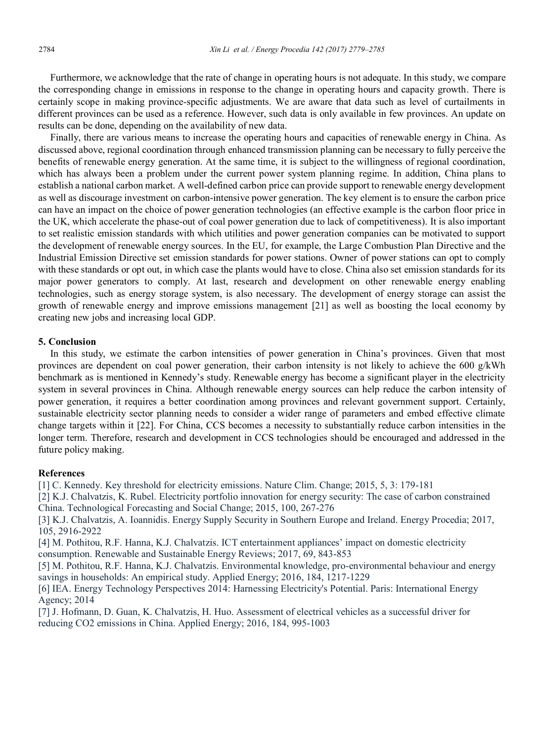Furthermore, we acknowledge that the rate of change in operating hours is not adequate. In this study, we compare the corresponding change in emissions in response to the change in operating hours and capacity growth. There is certainly scope in making province-specific adjustments. We are aware that data such as level of curtailments in different provinces can be used as a reference. However, such data is only available in few provinces. An update on results can be done, depending on the availability of new data.

Finally, there are various means to increase the operating hours and capacities of renewable energy in China. As discussed above, regional coordination through enhanced transmission planning can be necessary to fully perceive the benefits of renewable energy generation. At the same time, it is subject to the willingness of regional coordination, which has always been a problem under the current power system planning regime. In addition, China plans to establish a national carbon market. A well-defined carbon price can provide support to renewable energy development as well as discourage investment on carbon-intensive power generation. The key element is to ensure the carbon price can have an impact on the choice of power generation technologies (an effective example is the carbon floor price in the UK, which accelerate the phase-out of coal power generation due to lack of competitiveness). It is also important to set realistic emission standards with which utilities and power generation companies can be motivated to support the development of renewable energy sources. In the EU, for example, the Large Combustion Plan Directive and the Industrial Emission Directive set emission standards for power stations. Owner of power stations can opt to comply with these standards or opt out, in which case the plants would have to close. China also set emission standards for its major power generators to comply. At last, research and development on other renewable energy enabling technologies, such as energy storage system, is also necessary. The development of energy storage can assist the growth of renewable energy and improve emissions management [21] as well as boosting the local economy by creating new jobs and increasing local GDP.

## 5. Conclusion

In this study, we estimate the carbon intensities of power generation in China's provinces. Given that most provinces are dependent on coal power generation, their carbon intensity is not likely to achieve the 600 g/kWh benchmark as is mentioned in Kennedy's study. Renewable energy has become a significant player in the electricity system in several provinces in China. Although renewable energy sources can help reduce the carbon intensity of power generation, it requires a better coordination among provinces and relevant government support. Certainly, sustainable electricity sector planning needs to consider a wider range of parameters and embed effective climate change targets within it [22]. For China, CCS becomes a necessity to substantially reduce carbon intensities in the longer term. Therefore, research and development in CCS technologies should be encouraged and addressed in the future policy making.

## References

[1] C. Kennedy. Key threshold for electricity emissions. Nature Clim. Change; 2015, 5, 3: 179-181

[2] K.J. Chalvatzis, K. Rubel. Electricity portfolio innovation for energy security: The case of carbon constrained China. Technological Forecasting and Social Change; 2015, 100, 267-276

[3] K.J. Chalvatzis, A. Ioannidis. Energy Supply Security in Southern Europe and Ireland. Energy Procedia; 2017, 105, 2916-2922

[4] M. Pothitou, R.F. Hanna, K.J. Chalvatzis. ICT entertainment appliances' impact on domestic electricity consumption. Renewable and Sustainable Energy Reviews; 2017, 69, 843-853

[5] M. Pothitou, R.F. Hanna, K.J. Chalvatzis. Environmental knowledge, pro-environmental behaviour and energy savings in households: An empirical study. Applied Energy; 2016, 184, 1217-1229

[6] IEA. Energy Technology Perspectives 2014: Harnessing Electricity's Potential. Paris: International Energy Agency; 2014

[7] J. Hofmann, D. Guan, K. Chalvatzis, H. Huo. Assessment of electrical vehicles as a successful driver for reducing CO2 emissions in China. Applied Energy; 2016, 184, 995-1003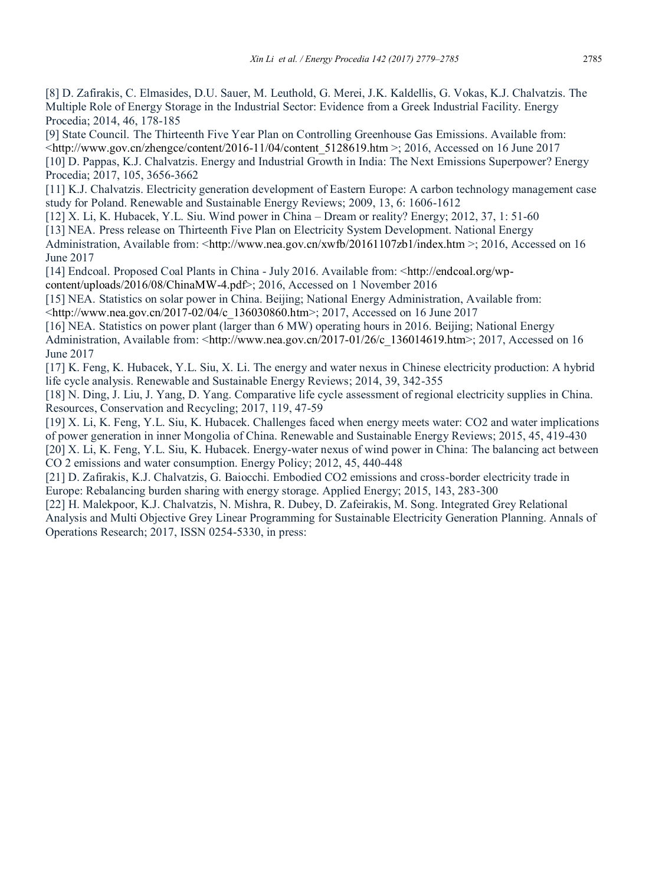[8] D. Zafirakis, C. Elmasides, D.U. Sauer, M. Leuthold, G. Merei, J.K. Kaldellis, G. Vokas, K.J. Chalvatzis. The Multiple Role of Energy Storage in the Industrial Sector: Evidence from a Greek Industrial Facility. Energy Procedia; 2014, 46, 178-185

[9] State Council. The Thirteenth Five Year Plan on Controlling Greenhouse Gas Emissions. Available from: <http://www.gov.cn/zhengce/content/2016-11/04/content_5128619.htm >; 2016, Accessed on 16 June 2017

[10] D. Pappas, K.J. Chalvatzis. Energy and Industrial Growth in India: The Next Emissions Superpower? Energy Procedia; 2017, 105, 3656-3662

[11] K.J. Chalvatzis. Electricity generation development of Eastern Europe: A carbon technology management case study for Poland. Renewable and Sustainable Energy Reviews; 2009, 13, 6: 1606-1612

[12] X. Li, K. Hubacek, Y.L. Siu. Wind power in China – Dream or reality? Energy; 2012, 37, 1: 51-60

[13] NEA. Press release on Thirteenth Five Plan on Electricity System Development. National Energy Administration, Available from: <http://www.nea.gov.cn/xwfb/20161107zb1/index.htm >; 2016, Accessed on 16 June 2017

[14] Endcoal. Proposed Coal Plants in China - July 2016. Available from: <http://endcoal.org/wp-content/uploads/2016/08/ChinaMW-4.pdf>; 2016, Accessed on 1 November 2016

[15] NEA. Statistics on solar power in China. Beijing; National Energy Administration, Available from: <http://www.nea.gov.cn/2017-02/04/c_136030860.htm>; 2017, Accessed on 16 June 2017

[16] NEA. Statistics on power plant (larger than 6 MW) operating hours in 2016. Beijing; National Energy Administration, Available from: <http://www.nea.gov.cn/2017-01/26/c_136014619.htm>; 2017, Accessed on 16 June 2017

[17] K. Feng, K. Hubacek, Y.L. Siu, X. Li. The energy and water nexus in Chinese electricity production: A hybrid life cycle analysis. Renewable and Sustainable Energy Reviews; 2014, 39, 342-355

[18] N. Ding, J. Liu, J. Yang, D. Yang. Comparative life cycle assessment of regional electricity supplies in China. Resources, Conservation and Recycling; 2017, 119, 47-59

[19] X. Li, K. Feng, Y.L. Siu, K. Hubacek. Challenges faced when energy meets water: $CO_2$ and water implications of power generation in inner Mongolia of China. Renewable and Sustainable Energy Reviews; 2015, 45, 419-430

[20] X. Li, K. Feng, Y.L. Siu, K. Hubacek. Energy-water nexus of wind power in China: The balancing act between $CO_2$ emissions and water consumption. Energy Policy; 2012, 45, 440-448

[21] D. Zafirakis, K.J. Chalvatzis, G. Baiocchi. Embodied $CO_2$ emissions and cross-border electricity trade in Europe: Rebalancing burden sharing with energy storage. Applied Energy; 2015, 143, 283-300

[22] H. Malekpoor, K.J. Chalvatzis, N. Mishra, R. Dubey, D. Zafeirakis, M. Song. Integrated Grey Relational Analysis and Multi Objective Grey Linear Programming for Sustainable Electricity Generation Planning. Annals of Operations Research; 2017, ISSN 0254-5330, in press: